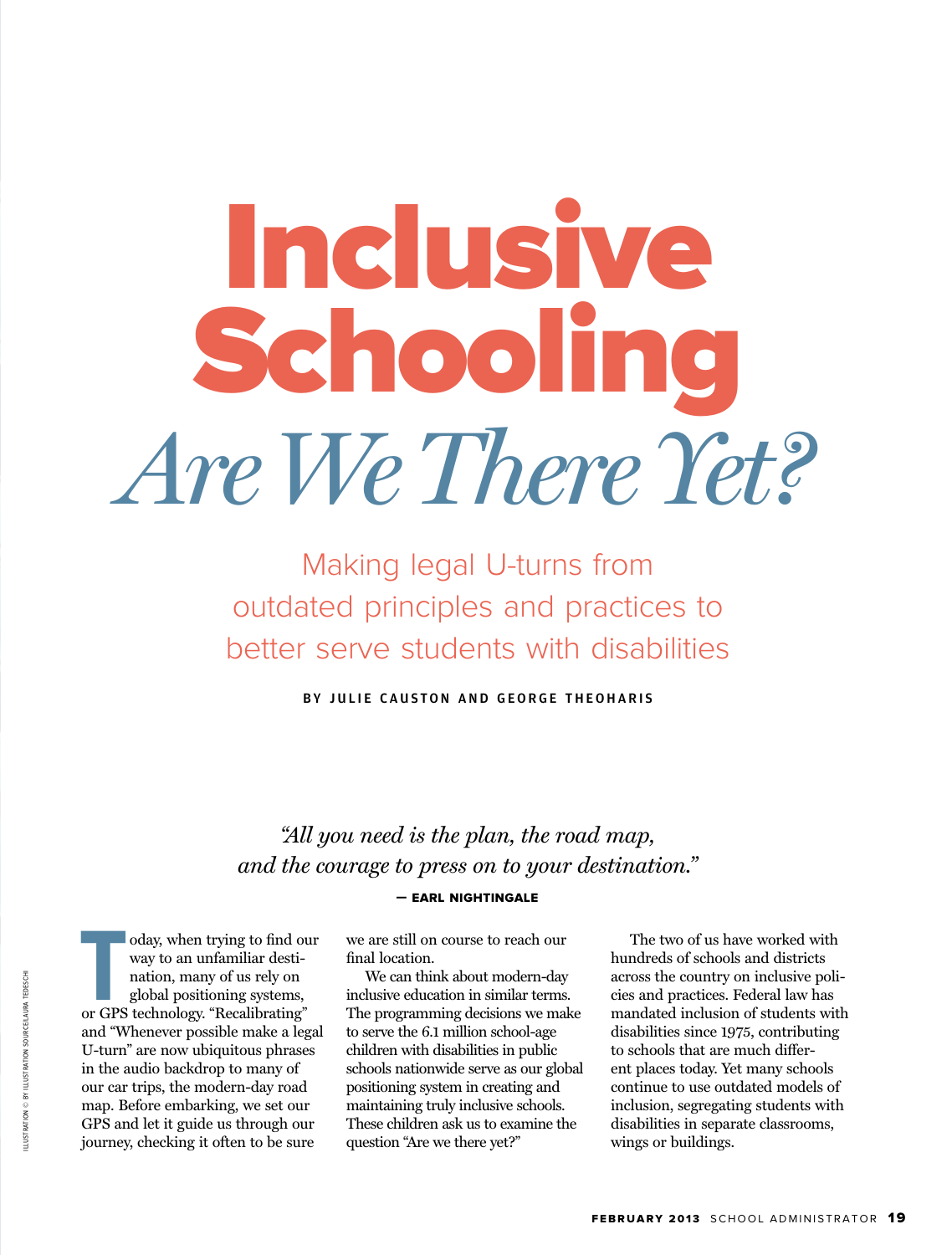# Inclusive Schooling

## *Are We There Yet?*

Making legal U-turns from outdated principles and practices to better serve students with disabilities

**BY JULIE CAUSTON AND GEORGE THEOHARIS**

*"All you need is the plan, the road map, and the courage to press on to your destination."*

**— EARL NIGHTINGALE**

Today, when trying to find our way to an unfamiliar destination, many of us rely on global positioning systems, or GPS technology. "Recalibrating" and "Whenever possible make a legal U-turn" are now ubiquitous phrases in the audio backdrop to many of our car trips, the modern-day road map. Before embarking, we set our GPS and let it guide us through our journey, checking it often to be sure we are still on course to reach our final location.

We can think about modern-day inclusive education in similar terms. The programming decisions we make to serve the 6.1 million school-age children with disabilities in public schools nationwide serve as our global positioning system in creating and maintaining truly inclusive schools. These children ask us to examine the question "Are we there yet?"

The two of us have worked with hundreds of schools and districts across the country on inclusive policies and practices. Federal law has mandated inclusion of students with disabilities since 1975, contributing to schools that are much different places today. Yet many schools continue to use outdated models of inclusion, segregating students with disabilities in separate classrooms, wings or buildings.

ILLUSTRATION © BY ILLUSTRATION SOURCE/LAURA TEDESCHI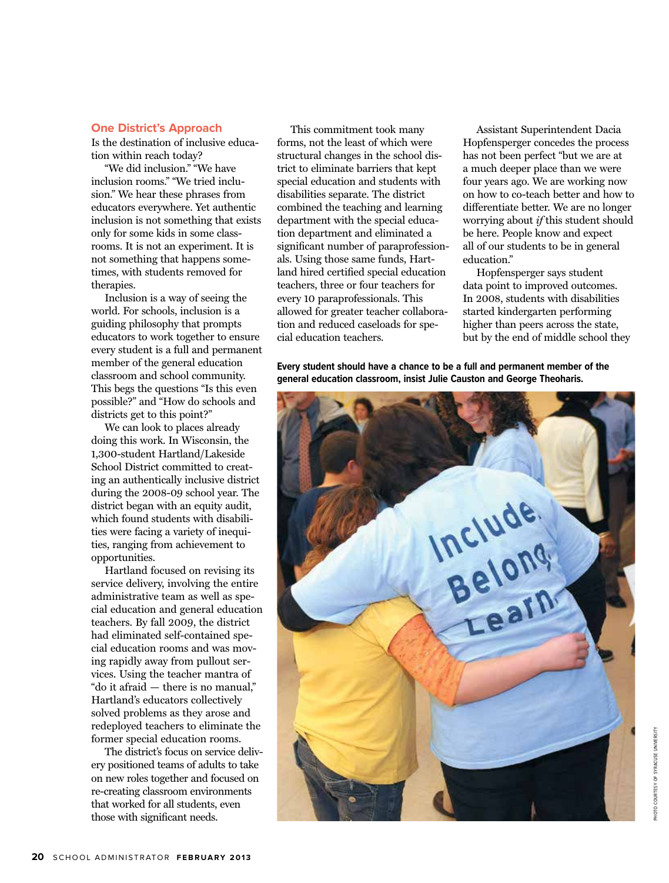## One District's Approach

Is the destination of inclusive education within reach today?

"We did inclusion." "We have inclusion rooms." "We tried inclusion." We hear these phrases from educators everywhere. Yet authentic inclusion is not something that exists only for some kids in some classrooms. It is not an experiment. It is not something that happens sometimes, with students removed for therapies.

Inclusion is a way of seeing the world. For schools, inclusion is a guiding philosophy that prompts educators to work together to ensure every student is a full and permanent member of the general education classroom and school community. This begs the questions "Is this even possible?" and "How do schools and districts get to this point?"

We can look to places already doing this work. In Wisconsin, the 1,300-student Hartland/Lakeside School District committed to creating an authentically inclusive district during the 2008-09 school year. The district began with an equity audit, which found students with disabilities were facing a variety of inequities, ranging from achievement to opportunities.

Hartland focused on revising its service delivery, involving the entire administrative team as well as special education and general education teachers. By fall 2009, the district had eliminated self-contained special education rooms and was moving rapidly away from pullout services. Using the teacher mantra of "do it afraid — there is no manual," Hartland's educators collectively solved problems as they arose and redeployed teachers to eliminate the former special education rooms.

The district's focus on service delivery positioned teams of adults to take on new roles together and focused on re-creating classroom environments that worked for all students, even those with significant needs.

This commitment took many forms, not the least of which were structural changes in the school district to eliminate barriers that kept special education and students with disabilities separate. The district combined the teaching and learning department with the special education department and eliminated a significant number of paraprofessionals. Using those same funds, Hartland hired certified special education teachers, three or four teachers for every 10 paraprofessionals. This allowed for greater teacher collaboration and reduced caseloads for special education teachers.

Assistant Superintendent Dacia Hopfensperger concedes the process has not been perfect "but we are at a much deeper place than we were four years ago. We are working now on how to co-teach better and how to differentiate better. We are no longer worrying about *if* this student should be here. People know and expect all of our students to be in general education."

Hopfensperger says student data point to improved outcomes. In 2008, students with disabilities started kindergarten performing higher than peers across the state, but by the end of middle school they

**Every student should have a chance to be a full and permanent member of the general education classroom, insist Julie Causton and George Theoharis.**

PHOTO COURTESY OF SYRACUSE UNIVERSITY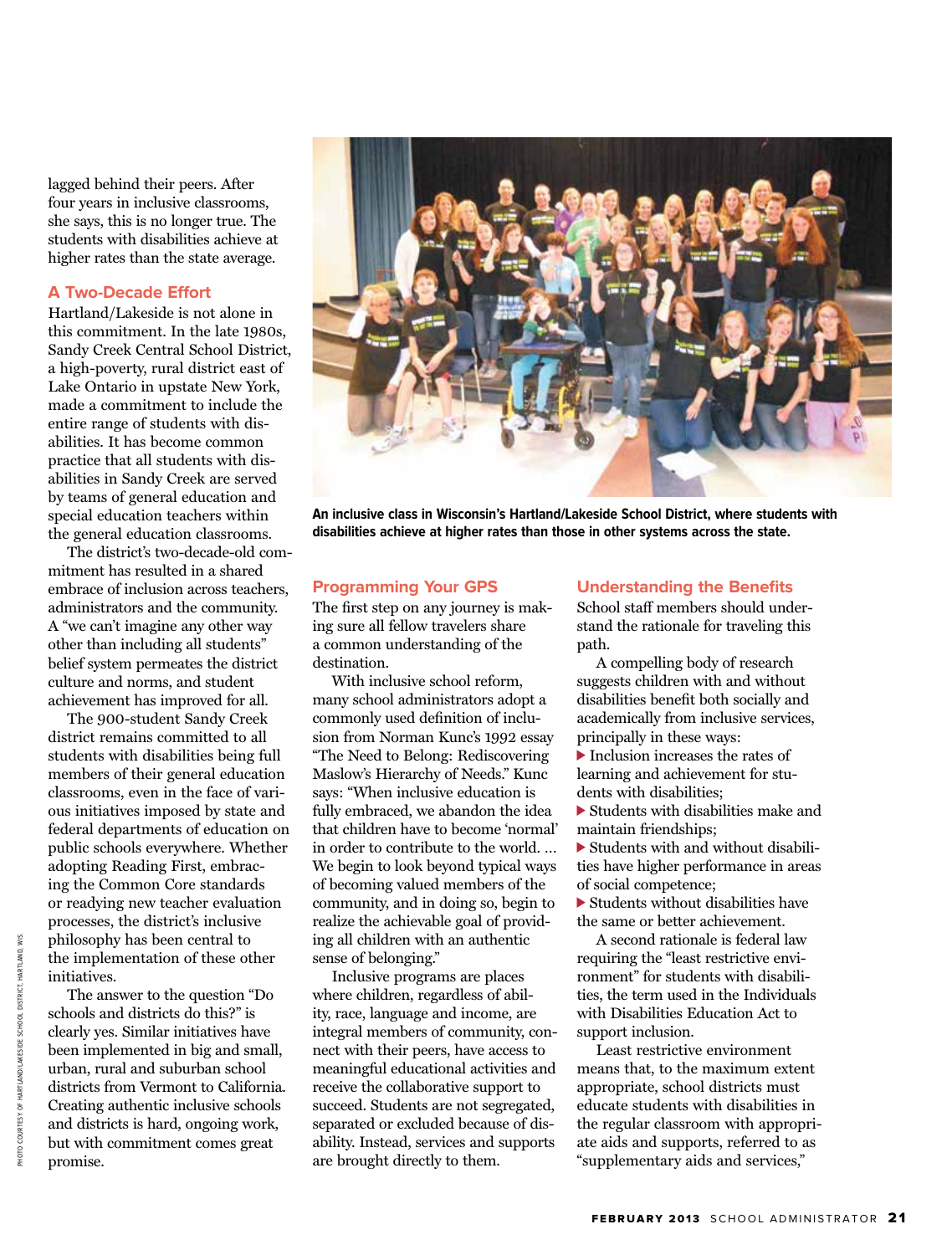lagged behind their peers. After four years in inclusive classrooms, she says, this is no longer true. The students with disabilities achieve at higher rates than the state average.

### A Two-Decade Effort

Hartland/Lakeside is not alone in this commitment. In the late 1980s, Sandy Creek Central School District, a high-poverty, rural district east of Lake Ontario in upstate New York, made a commitment to include the entire range of students with disabilities. It has become common practice that all students with disabilities in Sandy Creek are served by teams of general education and special education teachers within the general education classrooms.

The district's two-decade-old commitment has resulted in a shared embrace of inclusion across teachers, administrators and the community. A "we can't imagine any other way other than including all students" belief system permeates the district culture and norms, and student achievement has improved for all.

The 900-student Sandy Creek district remains committed to all students with disabilities being full members of their general education classrooms, even in the face of various initiatives imposed by state and federal departments of education on public schools everywhere. Whether adopting Reading First, embracing the Common Core standards or readying new teacher evaluation processes, the district's inclusive philosophy has been central to the implementation of these other initiatives.

The answer to the question "Do schools and districts do this?" is clearly yes. Similar initiatives have been implemented in big and small, urban, rural and suburban school districts from Vermont to California. Creating authentic inclusive schools and districts is hard, ongoing work, but with commitment comes great promise.

PHOTO COURTESY OF HARTLAND/LAKESIDE SCHOOL DISTRICT, HARTLAND, WIS.

**An inclusive class in Wisconsin's Hartland/Lakeside School District, where students with disabilities achieve at higher rates than those in other systems across the state.**

### Programming Your GPS

The first step on any journey is making sure all fellow travelers share a common understanding of the destination.

With inclusive school reform, many school administrators adopt a commonly used definition of inclusion from Norman Kunc's 1992 essay "The Need to Belong: Rediscovering Maslow's Hierarchy of Needs." Kunc says: "When inclusive education is fully embraced, we abandon the idea that children have to become 'normal' in order to contribute to the world. … We begin to look beyond typical ways of becoming valued members of the community, and in doing so, begin to realize the achievable goal of providing all children with an authentic sense of belonging."

Inclusive programs are places where children, regardless of ability, race, language and income, are integral members of community, connect with their peers, have access to meaningful educational activities and receive the collaborative support to succeed. Students are not segregated, separated or excluded because of disability. Instead, services and supports are brought directly to them.

### Understanding the Benefits

School staff members should understand the rationale for traveling this path.

A compelling body of research suggests children with and without disabilities benefit both socially and academically from inclusive services, principally in these ways:

- Inclusion increases the rates of learning and achievement for students with disabilities;
- Students with disabilities make and maintain friendships;
- Students with and without disabilities have higher performance in areas of social competence;
- Students without disabilities have the same or better achievement.

A second rationale is federal law requiring the "least restrictive environment" for students with disabilities, the term used in the Individuals with Disabilities Education Act to support inclusion.

Least restrictive environment means that, to the maximum extent appropriate, school districts must educate students with disabilities in the regular classroom with appropriate aids and supports, referred to as "supplementary aids and services,"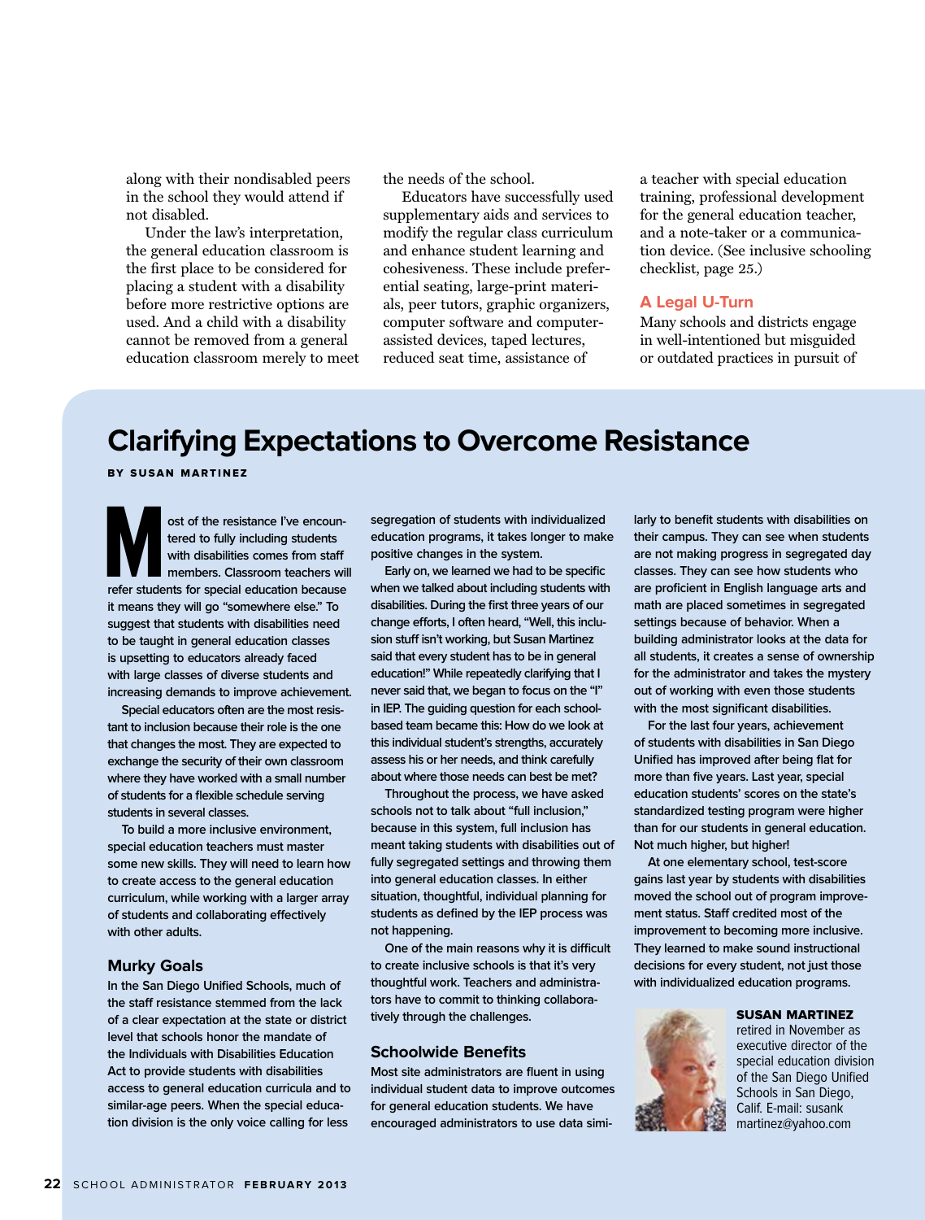along with their nondisabled peers in the school they would attend if not disabled.

Under the law's interpretation, the general education classroom is the first place to be considered for placing a student with a disability before more restrictive options are used. And a child with a disability cannot be removed from a general education classroom merely to meet the needs of the school.

Educators have successfully used supplementary aids and services to modify the regular class curriculum and enhance student learning and cohesiveness. These include preferential seating, large-print materials, peer tutors, graphic organizers, computer software and computer-assisted devices, taped lectures, reduced seat time, assistance of a teacher with special education training, professional development for the general education teacher, and a note-taker or a communication device. (See inclusive schooling checklist, page 25.)

### A Legal U-Turn

Many schools and districts engage in well-intentioned but misguided or outdated practices in pursuit of

## Clarifying Expectations to Overcome Resistance

**BY SUSAN MARTINEZ**

Most of the resistance I've encountered to fully including students with disabilities comes from staff members. Classroom teachers will refer students for special education because it means they will go "somewhere else." To suggest that students with disabilities need to be taught in general education classes is upsetting to educators already faced with large classes of diverse students and increasing demands to improve achievement.

Special educators often are the most resistant to inclusion because their role is the one that changes the most. They are expected to exchange the security of their own classroom where they have worked with a small number of students for a flexible schedule serving students in several classes.

To build a more inclusive environment, special education teachers must master some new skills. They will need to learn how to create access to the general education curriculum, while working with a larger array of students and collaborating effectively with other adults.

### Murky Goals

In the San Diego Unified Schools, much of the staff resistance stemmed from the lack of a clear expectation at the state or district level that schools honor the mandate of the Individuals with Disabilities Education Act to provide students with disabilities access to general education curricula and to similar-age peers. When the special education division is the only voice calling for less segregation of students with individualized education programs, it takes longer to make positive changes in the system.

Early on, we learned we had to be specific when we talked about including students with disabilities. During the first three years of our change efforts, I often heard, "Well, this inclusion stuff isn't working, but Susan Martinez said that every student has to be in general education!" While repeatedly clarifying that I never said that, we began to focus on the "I" in IEP. The guiding question for each school-based team became this: How do we look at this individual student's strengths, accurately assess his or her needs, and think carefully about where those needs can best be met?

Throughout the process, we have asked schools not to talk about "full inclusion," because in this system, full inclusion has meant taking students with disabilities out of fully segregated settings and throwing them into general education classes. In either situation, thoughtful, individual planning for students as defined by the IEP process was not happening.

One of the main reasons why it is difficult to create inclusive schools is that it's very thoughtful work. Teachers and administrators have to commit to thinking collaboratively through the challenges.

### Schoolwide Benefits

Most site administrators are fluent in using individual student data to improve outcomes for general education students. We have encouraged administrators to use data similarly to benefit students with disabilities on their campus. They can see when students are not making progress in segregated day classes. They can see how students who are proficient in English language arts and math are placed sometimes in segregated settings because of behavior. When a building administrator looks at the data for all students, it creates a sense of ownership for the administrator and takes the mystery out of working with even those students with the most significant disabilities.

For the last four years, achievement of students with disabilities in San Diego Unified has improved after being flat for more than five years. Last year, special education students' scores on the state's standardized testing program were higher than for our students in general education. Not much higher, but higher!

At one elementary school, test-score gains last year by students with disabilities moved the school out of program improvement status. Staff credited most of the improvement to becoming more inclusive. They learned to make sound instructional decisions for every student, not just those with individualized education programs.

**SUSAN MARTINEZ** retired in November as executive director of the special education division of the San Diego Unified Schools in San Diego, Calif. E-mail: susankmartinez@yahoo.com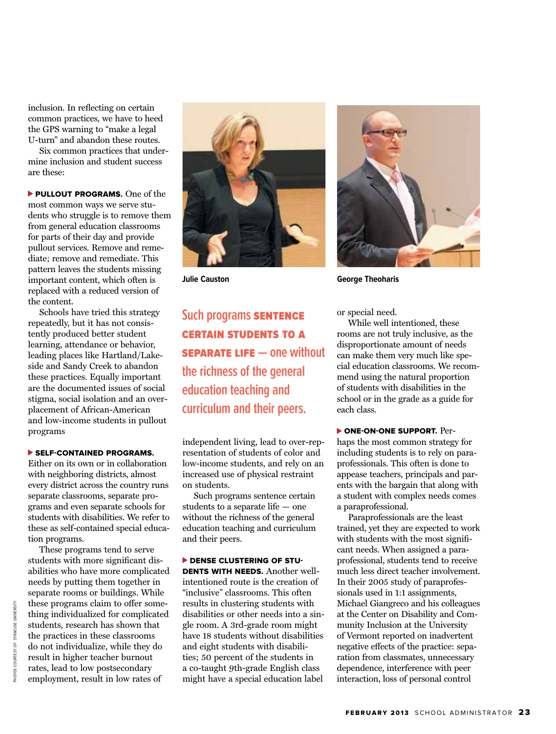inclusion. In reflecting on certain common practices, we have to heed the GPS warning to "make a legal U-turn" and abandon these routes.

Six common practices that undermine inclusion and student success are these:

**▶ PULLOUT PROGRAMS.** One of the most common ways we serve students who struggle is to remove them from general education classrooms for parts of their day and provide pullout services. Remove and remediate; remove and remediate. This pattern leaves the students missing important content, which often is replaced with a reduced version of the content.

Schools have tried this strategy repeatedly, but it has not consistently produced better student learning, attendance or behavior, leading places like Hartland/Lakeside and Sandy Creek to abandon these practices. Equally important are the documented issues of social stigma, social isolation and an overplacement of African-American and low-income students in pullout programs

**▶ SELF-CONTAINED PROGRAMS.** Either on its own or in collaboration with neighboring districts, almost every district across the country runs separate classrooms, separate programs and even separate schools for students with disabilities. We refer to these as self-contained special education programs.

These programs tend to serve students with more significant disabilities who have more complicated needs by putting them together in separate rooms or buildings. While these programs claim to offer something individualized for complicated students, research has shown that the practices in these classrooms do not individualize, while they do result in higher teacher burnout rates, lead to low postsecondary employment, result in low rates of independent living, lead to over-representation of students of color and low-income students, and rely on an increased use of physical restraint on students.

Such programs sentence certain students to a separate life — one without the richness of the general education teaching and curriculum and their peers.

**▶ DENSE CLUSTERING OF STUDENTS WITH NEEDS.** Another well-intentioned route is the creation of "inclusive" classrooms. This often results in clustering students with disabilities or other needs into a single room. A 3rd-grade room might have 18 students without disabilities and eight students with disabilities; 50 percent of the students in a co-taught 9th-grade English class might have a special education label or special need.

While well intentioned, these rooms are not truly inclusive, as the disproportionate amount of needs can make them very much like special education classrooms. We recommend using the natural proportion of students with disabilities in the school or in the grade as a guide for each class.

**▶ ONE-ON-ONE SUPPORT.** Perhaps the most common strategy for including students is to rely on paraprofessionals. This often is done to appease teachers, principals and parents with the bargain that along with a student with complex needs comes a paraprofessional.

Paraprofessionals are the least trained, yet they are expected to work with students with the most significant needs. When assigned a paraprofessional, students tend to receive much less direct teacher involvement. In their 2005 study of paraprofessionals used in 1:1 assignments, Michael Giangreco and his colleagues at the Center on Disability and Community Inclusion at the University of Vermont reported on inadvertent negative effects of the practice: separation from classmates, unnecessary dependence, interference with peer interaction, loss of personal control

Julie Causton

George Theoharis

Such programs **SENTENCE CERTAIN STUDENTS TO A SEPARATE LIFE** — one without the richness of the general education teaching and curriculum and their peers.

PHOTOS COURTESY OF SYRACUSE UNIVERSITY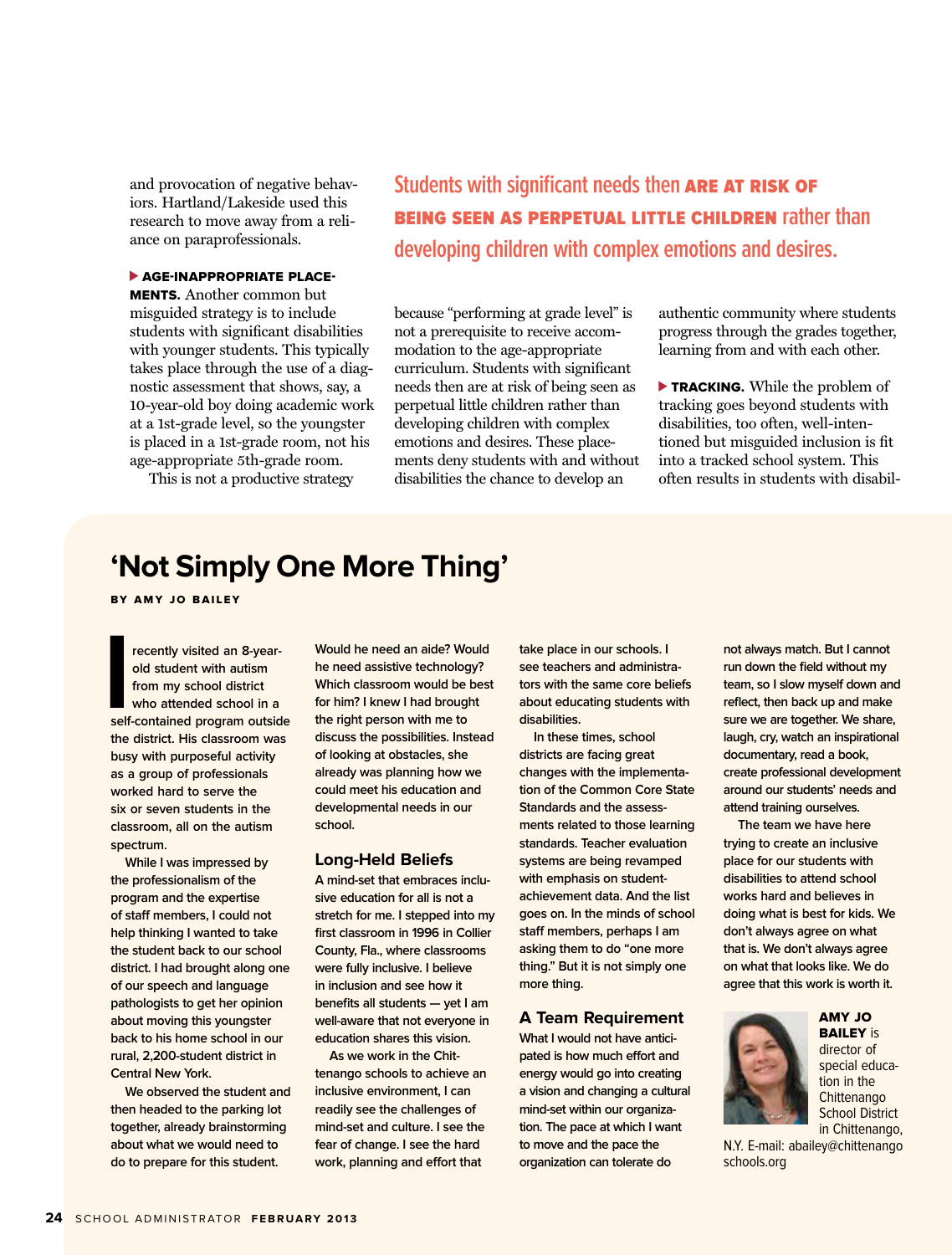and provocation of negative behaviors. Hartland/Lakeside used this research to move away from a reliance on paraprofessionals.

**▶ AGE-INAPPROPRIATE PLACEMENTS.** Another common but misguided strategy is to include students with significant disabilities with younger students. This typically takes place through the use of a diagnostic assessment that shows, say, a 10-year-old boy doing academic work at a 1st-grade level, so the youngster is placed in a 1st-grade room, not his age-appropriate 5th-grade room.

This is not a productive strategy because "performing at grade level" is not a prerequisite to receive accommodation to the age-appropriate curriculum. Students with significant needs then are at risk of being seen as perpetual little children rather than developing children with complex emotions and desires. These placements deny students with and without disabilities the chance to develop an authentic community where students progress through the grades together, learning from and with each other.

> Students with significant needs then **ARE AT RISK OF BEING SEEN AS PERPETUAL LITTLE CHILDREN** rather than developing children with complex emotions and desires.

**▶ TRACKING.** While the problem of tracking goes beyond students with disabilities, too often, well-intentioned but misguided inclusion is fit into a tracked school system. This often results in students with disabil-

## 'Not Simply One More Thing'

**BY AMY JO BAILEY**

I recently visited an 8-year-old student with autism from my school district who attended school in a self-contained program outside the district. His classroom was busy with purposeful activity as a group of professionals worked hard to serve the six or seven students in the classroom, all on the autism spectrum.

While I was impressed by the professionalism of the program and the expertise of staff members, I could not help thinking I wanted to take the student back to our school district. I had brought along one of our speech and language pathologists to get her opinion about moving this youngster back to his home school in our rural, 2,200-student district in Central New York.

We observed the student and then headed to the parking lot together, already brainstorming about what we would need to do to prepare for this student. Would he need an aide? Would he need assistive technology? Which classroom would be best for him? I knew I had brought the right person with me to discuss the possibilities. Instead of looking at obstacles, she already was planning how we could meet his education and developmental needs in our school.

### Long-Held Beliefs

A mind-set that embraces inclusive education for all is not a stretch for me. I stepped into my first classroom in 1996 in Collier County, Fla., where classrooms were fully inclusive. I believe in inclusion and see how it benefits all students — yet I am well-aware that not everyone in education shares this vision.

As we work in the Chittenango schools to achieve an inclusive environment, I can readily see the challenges of mind-set and culture. I see the fear of change. I see the hard work, planning and effort that take place in our schools. I see teachers and administrators with the same core beliefs about educating students with disabilities.

In these times, school districts are facing great changes with the implementation of the Common Core State Standards and the assessments related to those learning standards. Teacher evaluation systems are being revamped with emphasis on student-achievement data. And the list goes on. In the minds of school staff members, perhaps I am asking them to do "one more thing." But it is not simply one more thing.

### A Team Requirement

What I would not have anticipated is how much effort and energy would go into creating a vision and changing a cultural mind-set within our organization. The pace at which I want to move and the pace the organization can tolerate do not always match. But I cannot run down the field without my team, so I slow myself down and reflect, then back up and make sure we are together. We share, laugh, cry, watch an inspirational documentary, read a book, create professional development around our students' needs and attend training ourselves.

The team we have here trying to create an inclusive place for our students with disabilities to attend school works hard and believes in doing what is best for kids. We don't always agree on what that is. We don't always agree on what that looks like. We do agree that this work is worth it.

**AMY JO BAILEY** is director of special education in the Chittenango School District in Chittenango, N.Y. E-mail: abailey@chittenangoschools.org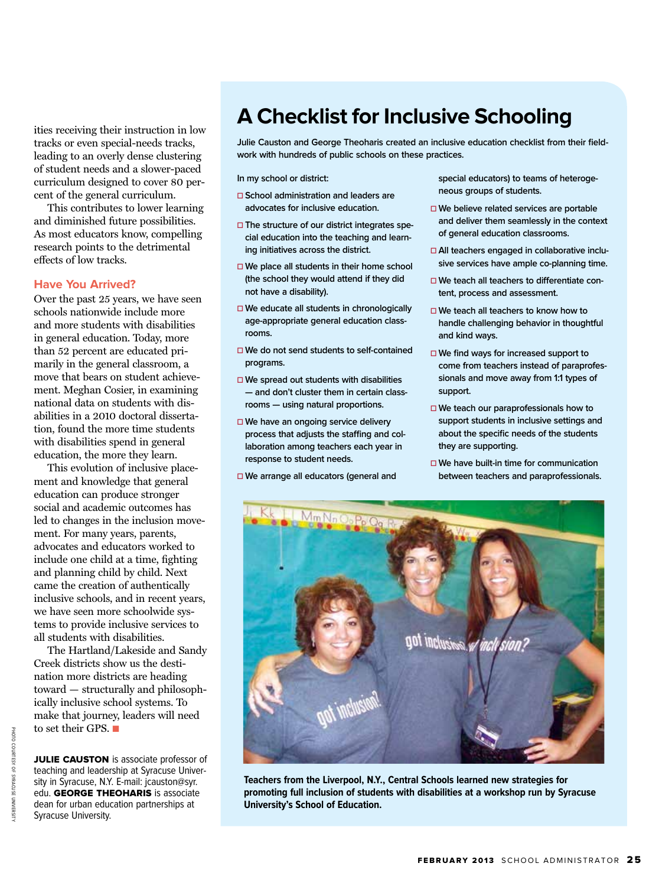ities receiving their instruction in low tracks or even special-needs tracks, leading to an overly dense clustering of student needs and a slower-paced curriculum designed to cover 80 percent of the general curriculum.

This contributes to lower learning and diminished future possibilities. As most educators know, compelling research points to the detrimental effects of low tracks.

### Have You Arrived?

Over the past 25 years, we have seen schools nationwide include more and more students with disabilities in general education. Today, more than 52 percent are educated primarily in the general classroom, a move that bears on student achievement. Meghan Cosier, in examining national data on students with disabilities in a 2010 doctoral dissertation, found the more time students with disabilities spend in general education, the more they learn.

This evolution of inclusive placement and knowledge that general education can produce stronger social and academic outcomes has led to changes in the inclusion movement. For many years, parents, advocates and educators worked to include one child at a time, fighting and planning child by child. Next came the creation of authentically inclusive schools, and in recent years, we have seen more schoolwide systems to provide inclusive services to all students with disabilities.

The Hartland/Lakeside and Sandy Creek districts show us the destination more districts are heading toward — structurally and philosophically inclusive school systems. To make that journey, leaders will need to set their GPS. ■

**JULIE CAUSTON** is associate professor of teaching and leadership at Syracuse University in Syracuse, N.Y. E-mail: jcauston@syr.edu. **GEORGE THEOHARIS** is associate dean for urban education partnerships at Syracuse University.

## A Checklist for Inclusive Schooling

Julie Causton and George Theoharis created an inclusive education checklist from their fieldwork with hundreds of public schools on these practices.

In my school or district:

- ☐ School administration and leaders are advocates for inclusive education.
- ☐ The structure of our district integrates special education into the teaching and learning initiatives across the district.
- ☐ We place all students in their home school (the school they would attend if they did not have a disability).
- ☐ We educate all students in chronologically age-appropriate general education classrooms.
- ☐ We do not send students to self-contained programs.
- ☐ We spread out students with disabilities — and don't cluster them in certain classrooms — using natural proportions.
- ☐ We have an ongoing service delivery process that adjusts the staffing and collaboration among teachers each year in response to student needs.
- ☐ We arrange all educators (general and special educators) to teams of heterogeneous groups of students.
- ☐ We believe related services are portable and deliver them seamlessly in the context of general education classrooms.
- ☐ All teachers engaged in collaborative inclusive services have ample co-planning time.
- ☐ We teach all teachers to differentiate content, process and assessment.
- ☐ We teach all teachers to know how to handle challenging behavior in thoughtful and kind ways.
- ☐ We find ways for increased support to come from teachers instead of paraprofessionals and move away from 1:1 types of support.
- ☐ We teach our paraprofessionals how to support students in inclusive settings and about the specific needs of the students they are supporting.
- ☐ We have built-in time for communication between teachers and paraprofessionals.

**Teachers from the Liverpool, N.Y., Central Schools learned new strategies for promoting full inclusion of students with disabilities at a workshop run by Syracuse University's School of Education.**

PHOTO COURTESY OF SYRACUSE UNIVERSITY